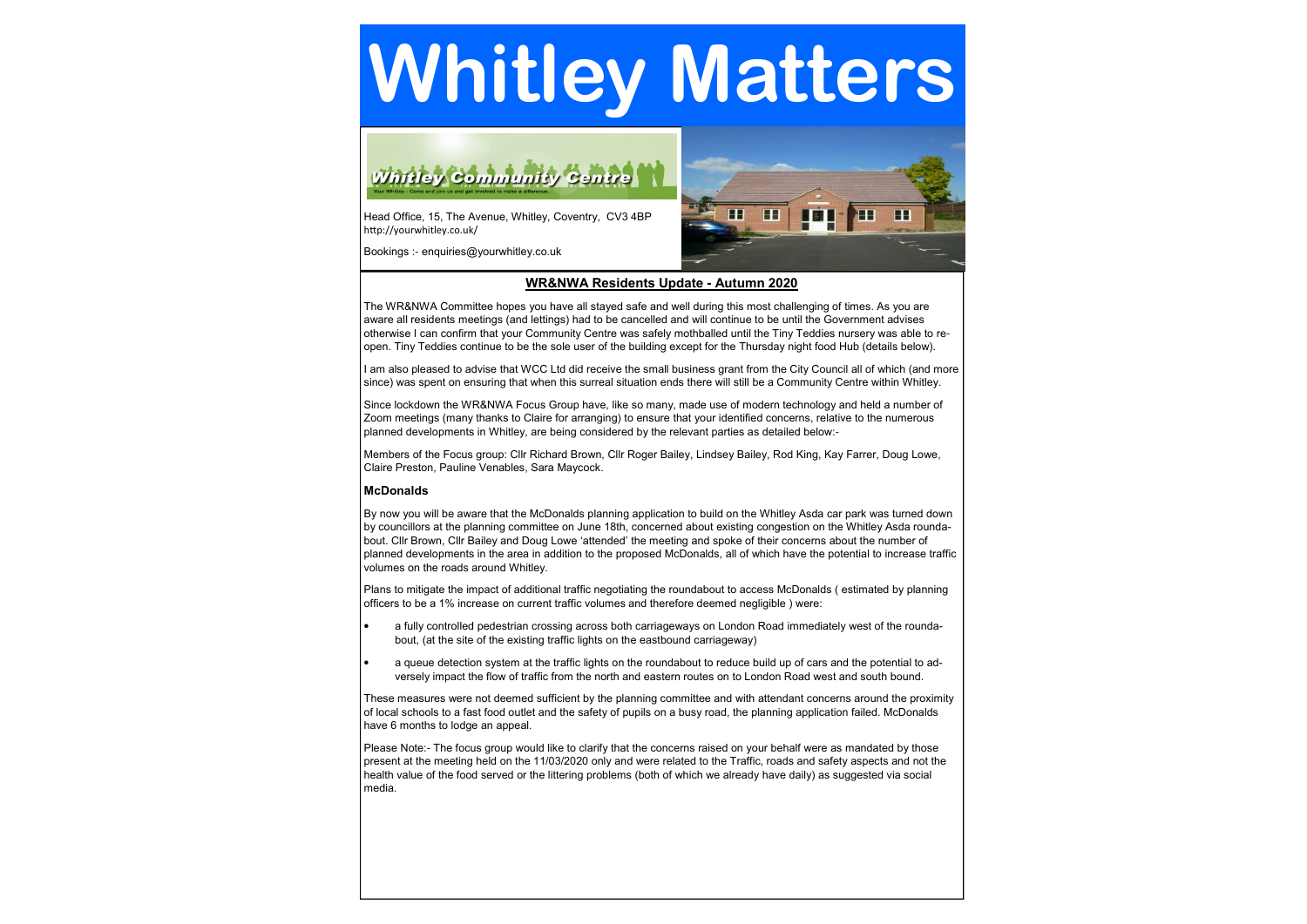# Whitley Matters

Whitley Community Centre

Your Whitley - Come and join us and get involved to make a difference.

Head Office, 15, The Avenue, Whitley, Coventry, CV3 4BP
http://yourwhitley.co.uk/

Bookings :- enquiries@yourwhitley.co.uk

## WR&NWA Residents Update - Autumn 2020

The WR&NWA Committee hopes you have all stayed safe and well during this most challenging of times. As you are aware all residents meetings (and lettings) had to be cancelled and will continue to be until the Government advises otherwise I can confirm that your Community Centre was safely mothballed until the Tiny Teddies nursery was able to re-open. Tiny Teddies continue to be the sole user of the building except for the Thursday night food Hub (details below).

I am also pleased to advise that WCC Ltd did receive the small business grant from the City Council all of which (and more since) was spent on ensuring that when this surreal situation ends there will still be a Community Centre within Whitley.

Since lockdown the WR&NWA Focus Group have, like so many, made use of modern technology and held a number of Zoom meetings (many thanks to Claire for arranging) to ensure that your identified concerns, relative to the numerous planned developments in Whitley, are being considered by the relevant parties as detailed below:-

Members of the Focus group: Cllr Richard Brown, Cllr Roger Bailey, Lindsey Bailey, Rod King, Kay Farrer, Doug Lowe, Claire Preston, Pauline Venables, Sara Maycock.

### McDonalds

By now you will be aware that the McDonalds planning application to build on the Whitley Asda car park was turned down by councillors at the planning committee on June 18th, concerned about existing congestion on the Whitley Asda roundabout. Cllr Brown, Cllr Bailey and Doug Lowe 'attended' the meeting and spoke of their concerns about the number of planned developments in the area in addition to the proposed McDonalds, all of which have the potential to increase traffic volumes on the roads around Whitley.

Plans to mitigate the impact of additional traffic negotiating the roundabout to access McDonalds ( estimated by planning officers to be a 1% increase on current traffic volumes and therefore deemed negligible ) were:

- a fully controlled pedestrian crossing across both carriageways on London Road immediately west of the roundabout, (at the site of the existing traffic lights on the eastbound carriageway)
- a queue detection system at the traffic lights on the roundabout to reduce build up of cars and the potential to adversely impact the flow of traffic from the north and eastern routes on to London Road west and south bound.

These measures were not deemed sufficient by the planning committee and with attendant concerns around the proximity of local schools to a fast food outlet and the safety of pupils on a busy road, the planning application failed. McDonalds have 6 months to lodge an appeal.

Please Note:- The focus group would like to clarify that the concerns raised on your behalf were as mandated by those present at the meeting held on the 11/03/2020 only and were related to the Traffic, roads and safety aspects and not the health value of the food served or the littering problems (both of which we already have daily) as suggested via social media.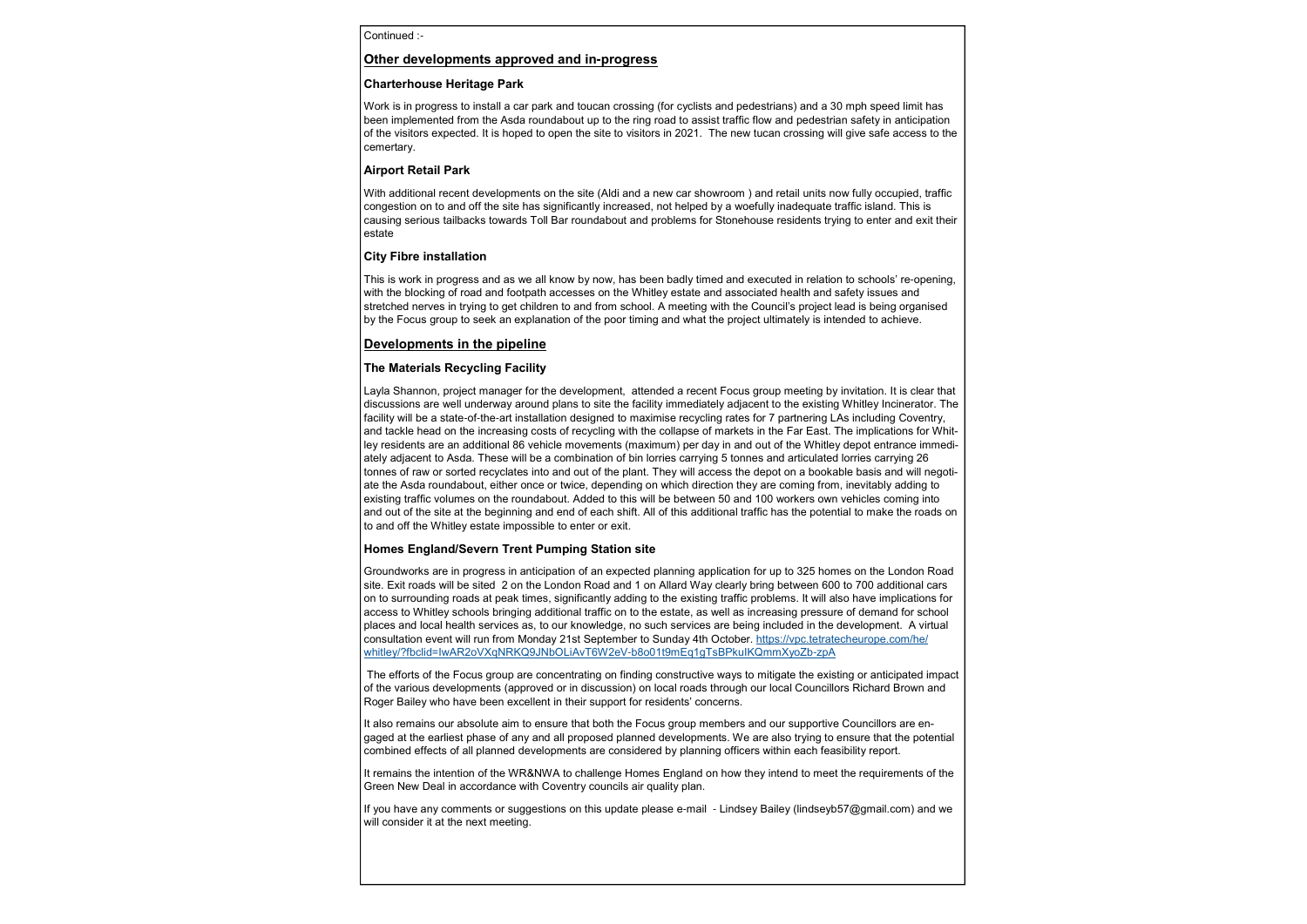Continued :-

## Other developments approved and in-progress

### Charterhouse Heritage Park

Work is in progress to install a car park and toucan crossing (for cyclists and pedestrians) and a 30 mph speed limit has been implemented from the Asda roundabout up to the ring road to assist traffic flow and pedestrian safety in anticipation of the visitors expected. It is hoped to open the site to visitors in 2021. The new tucan crossing will give safe access to the cemertary.

### Airport Retail Park

With additional recent developments on the site (Aldi and a new car showroom ) and retail units now fully occupied, traffic congestion on to and off the site has significantly increased, not helped by a woefully inadequate traffic island. This is causing serious tailbacks towards Toll Bar roundabout and problems for Stonehouse residents trying to enter and exit their estate

### City Fibre installation

This is work in progress and as we all know by now, has been badly timed and executed in relation to schools' re-opening, with the blocking of road and footpath accesses on the Whitley estate and associated health and safety issues and stretched nerves in trying to get children to and from school. A meeting with the Council's project lead is being organised by the Focus group to seek an explanation of the poor timing and what the project ultimately is intended to achieve.

## Developments in the pipeline

### The Materials Recycling Facility

Layla Shannon, project manager for the development, attended a recent Focus group meeting by invitation. It is clear that discussions are well underway around plans to site the facility immediately adjacent to the existing Whitley Incinerator. The facility will be a state-of-the-art installation designed to maximise recycling rates for 7 partnering LAs including Coventry, and tackle head on the increasing costs of recycling with the collapse of markets in the Far East. The implications for Whitley residents are an additional 86 vehicle movements (maximum) per day in and out of the Whitley depot entrance immediately adjacent to Asda. These will be a combination of bin lorries carrying 5 tonnes and articulated lorries carrying 26 tonnes of raw or sorted recyclates into and out of the plant. They will access the depot on a bookable basis and will negotiate the Asda roundabout, either once or twice, depending on which direction they are coming from, inevitably adding to existing traffic volumes on the roundabout. Added to this will be between 50 and 100 workers own vehicles coming into and out of the site at the beginning and end of each shift. All of this additional traffic has the potential to make the roads on to and off the Whitley estate impossible to enter or exit.

### Homes England/Severn Trent Pumping Station site

Groundworks are in progress in anticipation of an expected planning application for up to 325 homes on the London Road site. Exit roads will be sited 2 on the London Road and 1 on Allard Way clearly bring between 600 to 700 additional cars on to surrounding roads at peak times, significantly adding to the existing traffic problems. It will also have implications for access to Whitley schools bringing additional traffic on to the estate, as well as increasing pressure of demand for school places and local health services as, to our knowledge, no such services are being included in the development. A virtual consultation event will run from Monday 21st September to Sunday 4th October. [https://vpc.tetratecheurope.com/he/whitley/?fbclid=IwAR2oVXqNRKQ9JNbOLiAvT6W2eV-b8o01t9mEq1gTsBPkulKQmmXyoZb-zpA](https://vpc.tetratecheurope.com/he/whitley/?fbclid=IwAR2oVXqNRKQ9JNbOLiAvT6W2eV-b8o01t9mEq1gTsBPkulKQmmXyoZb-zpA)

The efforts of the Focus group are concentrating on finding constructive ways to mitigate the existing or anticipated impact of the various developments (approved or in discussion) on local roads through our local Councillors Richard Brown and Roger Bailey who have been excellent in their support for residents' concerns.

It also remains our absolute aim to ensure that both the Focus group members and our supportive Councillors are engaged at the earliest phase of any and all proposed planned developments. We are also trying to ensure that the potential combined effects of all planned developments are considered by planning officers within each feasibility report.

It remains the intention of the WR&NWA to challenge Homes England on how they intend to meet the requirements of the Green New Deal in accordance with Coventry councils air quality plan.

If you have any comments or suggestions on this update please e-mail - Lindsey Bailey (lindseyb57@gmail.com) and we will consider it at the next meeting.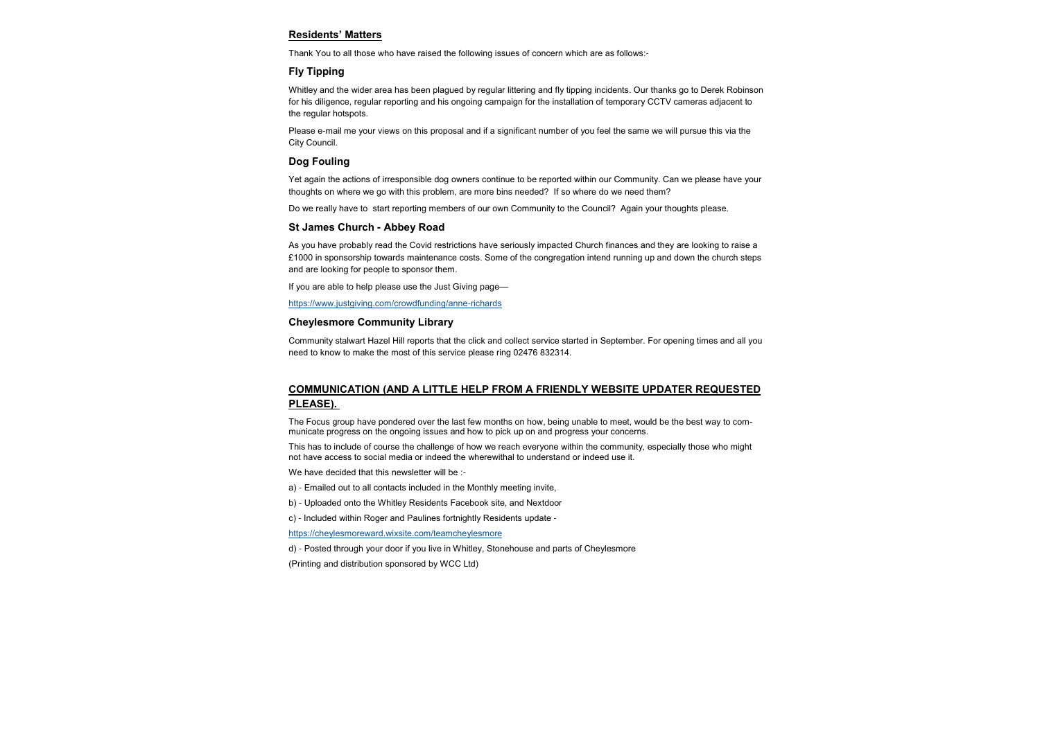## Residents' Matters

Thank You to all those who have raised the following issues of concern which are as follows:-

### Fly Tipping

Whitley and the wider area has been plagued by regular littering and fly tipping incidents. Our thanks go to Derek Robinson for his diligence, regular reporting and his ongoing campaign for the installation of temporary CCTV cameras adjacent to the regular hotspots.

Please e-mail me your views on this proposal and if a significant number of you feel the same we will pursue this via the City Council.

### Dog Fouling

Yet again the actions of irresponsible dog owners continue to be reported within our Community. Can we please have your thoughts on where we go with this problem, are more bins needed? If so where do we need them?

Do we really have to start reporting members of our own Community to the Council? Again your thoughts please.

### St James Church - Abbey Road

As you have probably read the Covid restrictions have seriously impacted Church finances and they are looking to raise a £1000 in sponsorship towards maintenance costs. Some of the congregation intend running up and down the church steps and are looking for people to sponsor them.

If you are able to help please use the Just Giving page—

https://www.justgiving.com/crowdfunding/anne-richards

### Cheylesmore Community Library

Community stalwart Hazel Hill reports that the click and collect service started in September. For opening times and all you need to know to make the most of this service please ring 02476 832314.

## COMMUNICATION (AND A LITTLE HELP FROM A FRIENDLY WEBSITE UPDATER REQUESTED PLEASE).

The Focus group have pondered over the last few months on how, being unable to meet, would be the best way to communicate progress on the ongoing issues and how to pick up on and progress your concerns.

This has to include of course the challenge of how we reach everyone within the community, especially those who might not have access to social media or indeed the wherewithal to understand or indeed use it.

We have decided that this newsletter will be :-

a) - Emailed out to all contacts included in the Monthly meeting invite,

b) - Uploaded onto the Whitley Residents Facebook site, and Nextdoor

c) - Included within Roger and Paulines fortnightly Residents update -

https://cheylesmoreward.wixsite.com/teamcheylesmore

d) - Posted through your door if you live in Whitley, Stonehouse and parts of Cheylesmore

(Printing and distribution sponsored by WCC Ltd)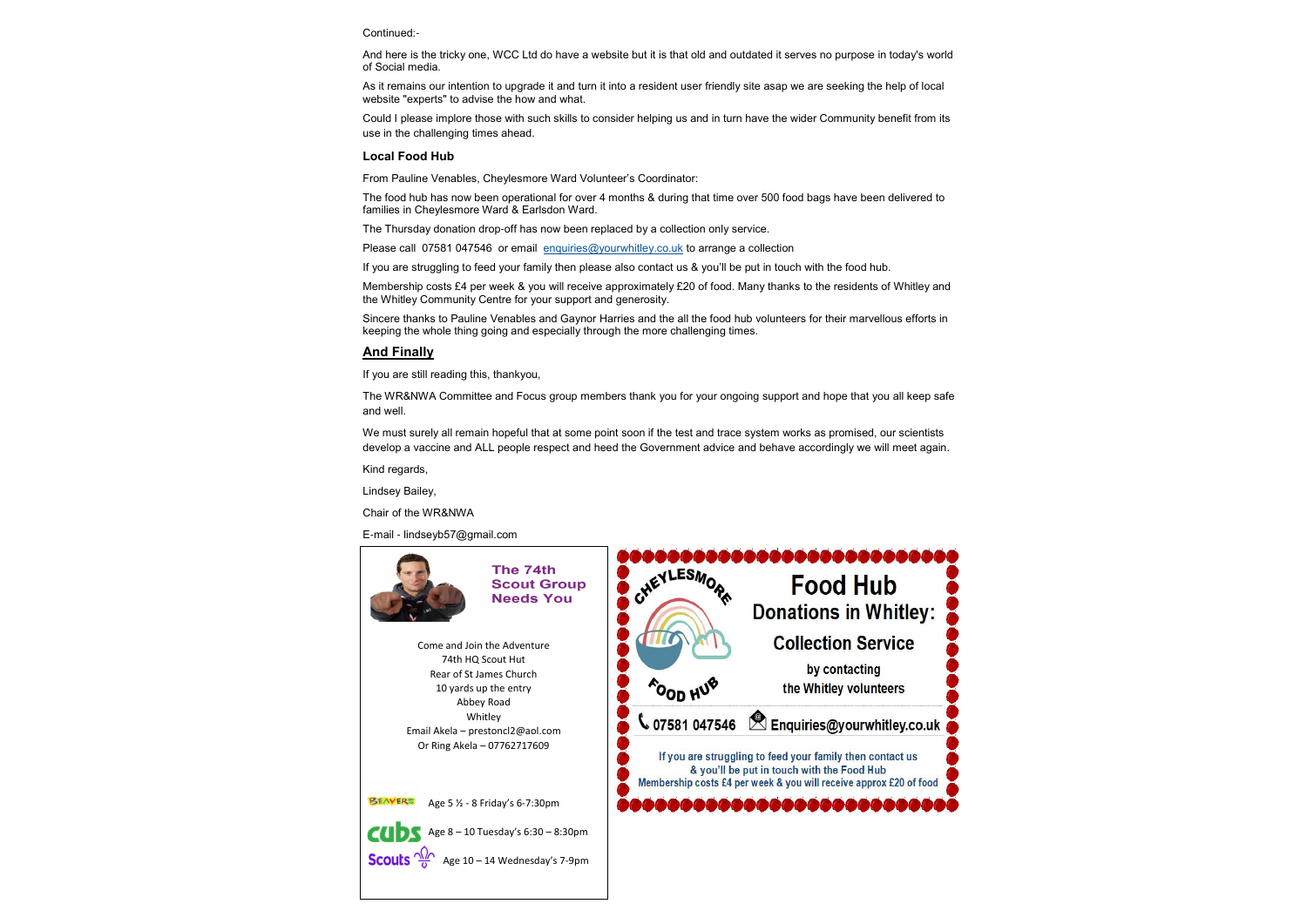Continued:-

And here is the tricky one, WCC Ltd do have a website but it is that old and outdated it serves no purpose in today's world of Social media.

As it remains our intention to upgrade it and turn it into a resident user friendly site asap we are seeking the help of local website "experts" to advise the how and what.

Could I please implore those with such skills to consider helping us and in turn have the wider Community benefit from its use in the challenging times ahead.

**Local Food Hub**

From Pauline Venables, Cheylesmore Ward Volunteer's Coordinator:

The food hub has now been operational for over 4 months & during that time over 500 food bags have been delivered to families in Cheylesmore Ward & Earlsdon Ward.

The Thursday donation drop-off has now been replaced by a collection only service.

Please call 07581 047546 or email enquiries@yourwhitley.co.uk to arrange a collection

If you are struggling to feed your family then please also contact us & you'll be put in touch with the food hub.

Membership costs £4 per week & you will receive approximately £20 of food. Many thanks to the residents of Whitley and the Whitley Community Centre for your support and generosity.

Sincere thanks to Pauline Venables and Gaynor Harries and the all the food hub volunteers for their marvellous efforts in keeping the whole thing going and especially through the more challenging times.

## And Finally

If you are still reading this, thankyou,

The WR&NWA Committee and Focus group members thank you for your ongoing support and hope that you all keep safe and well.

We must surely all remain hopeful that at some point soon if the test and trace system works as promised, our scientists develop a vaccine and ALL people respect and heed the Government advice and behave accordingly we will meet again.

Kind regards,

Lindsey Bailey,

Chair of the WR&NWA

E-mail - lindseyb57@gmail.com

**The 74th Scout Group Needs You**

Come and Join the Adventure
74th HQ Scout Hut
Rear of St James Church
10 yards up the entry
Abbey Road
Whitley
Email Akela – prestoncl2@aol.com
Or Ring Akela – 07762717609

Beavers Age 5 ½ - 8 Friday's 6-7:30pm

Cubs Age 8 – 10 Tuesday's 6:30 – 8:30pm

Scouts Age 10 – 14 Wednesday's 7-9pm

Cheylesmore Food Hub

**Food Hub**
**Donations in Whitley:**
**Collection Service**
by contacting
the Whitley volunteers

07581 047546 Enquiries@yourwhitley.co.uk

If you are struggling to feed your family then contact us
& you'll be put in touch with the Food Hub
Membership costs £4 per week & you will receive approx £20 of food